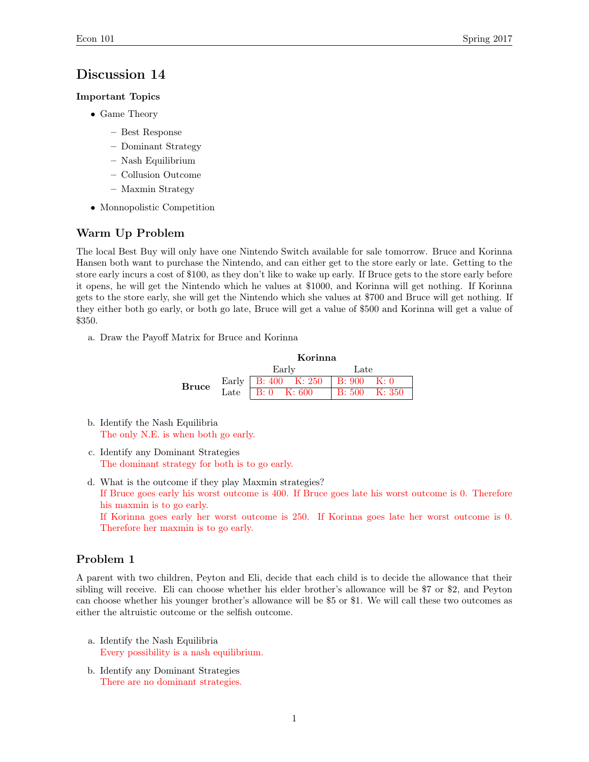# Discussion 14

**Important Topics**

- Game Theory
  - Best Response
  - Dominant Strategy
  - Nash Equilibrium
  - Collusion Outcome
  - Maxmin Strategy
- Monnopolistic Competition

## Warm Up Problem

The local Best Buy will only have one Nintendo Switch available for sale tomorrow. Bruce and Korinna Hansen both want to purchase the Nintendo, and can either get to the store early or late. Getting to the store early incurs a cost of $100, as they don't like to wake up early. If Bruce gets to the store early before it opens, he will get the Nintendo which he values at $1000, and Korinna will get nothing. If Korinna gets to the store early, she will get the Nintendo which she values at $700 and Bruce will get nothing. If they either both go early, or both go late, Bruce will get a value of $500 and Korinna will get a value of $350.

a. Draw the Payoff Matrix for Bruce and Korinna

| | | **Korinna** | |
|---|---|---|---|
| | | Early | Late |
| **Bruce** | Early | B: 400 K: 250 | B: 900 K: 0 |
| | Late | B: 0 K: 600 | B: 500 K: 350 |

b. Identify the Nash Equilibria
The only N.E. is when both go early.

c. Identify any Dominant Strategies
The dominant strategy for both is to go early.

d. What is the outcome if they play Maxmin strategies?
If Bruce goes early his worst outcome is 400. If Bruce goes late his worst outcome is 0. Therefore his maxmin is to go early.
If Korinna goes early her worst outcome is 250. If Korinna goes late her worst outcome is 0. Therefore her maxmin is to go early.

## Problem 1

A parent with two children, Peyton and Eli, decide that each child is to decide the allowance that their sibling will receive. Eli can choose whether his elder brother's allowance will be $7 or $2, and Peyton can choose whether his younger brother's allowance will be $5 or $1. We will call these two outcomes as either the altruistic outcome or the selfish outcome.

a. Identify the Nash Equilibria
Every possibility is a nash equilibrium.

b. Identify any Dominant Strategies
There are no dominant strategies.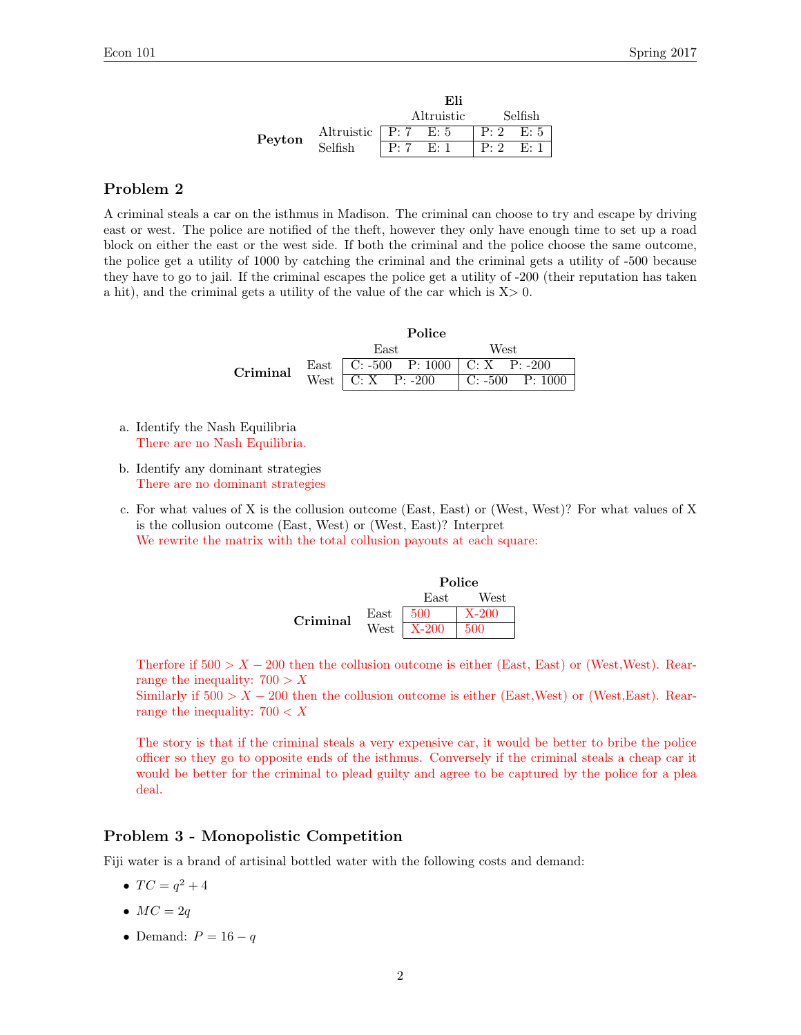| | | Eli | |
|---|---|---|---|
| | | Altruistic | Selfish |
| **Peyton** | Altruistic | P: 7 E: 5 | P: 2 E: 5 |
| | Selfish | P: 7 E: 1 | P: 2 E: 1 |

## Problem 2

A criminal steals a car on the isthmus in Madison. The criminal can choose to try and escape by driving east or west. The police are notified of the theft, however they only have enough time to set up a road block on either the east or the west side. If both the criminal and the police choose the same outcome, the police get a utility of 1000 by catching the criminal and the criminal gets a utility of -500 because they have to go to jail. If the criminal escapes the police get a utility of -200 (their reputation has taken a hit), and the criminal gets a utility of the value of the car which is X> 0.

| | | Police | |
|---|---|---|---|
| | | East | West |
| **Criminal** | East | C: -500 P: 1000 | C: X P: -200 |
| | West | C: X P: -200 | C: -500 P: 1000 |

a. Identify the Nash Equilibria
   There are no Nash Equilibria.

b. Identify any dominant strategies
   There are no dominant strategies

c. For what values of X is the collusion outcome (East, East) or (West, West)? For what values of X is the collusion outcome (East, West) or (West, East)? Interpret
   We rewrite the matrix with the total collusion payouts at each square:

| | | Police | |
|---|---|---|---|
| | | East | West |
| **Criminal** | East | 500 | X-200 |
| | West | X-200 | 500 |

Therfore if $500 > X - 200$ then the collusion outcome is either (East, East) or (West,West). Rearrange the inequality: $700 > X$
Similarly if $500 > X - 200$ then the collusion outcome is either (East,West) or (West,East). Rearrange the inequality: $700 < X$

The story is that if the criminal steals a very expensive car, it would be better to bribe the police officer so they go to opposite ends of the isthmus. Conversely if the criminal steals a cheap car it would be better for the criminal to plead guilty and agree to be captured by the police for a plea deal.

## Problem 3 - Monopolistic Competition

Fiji water is a brand of artisinal bottled water with the following costs and demand:

- $TC = q^2 + 4$
- $MC = 2q$
- Demand: $P = 16 - q$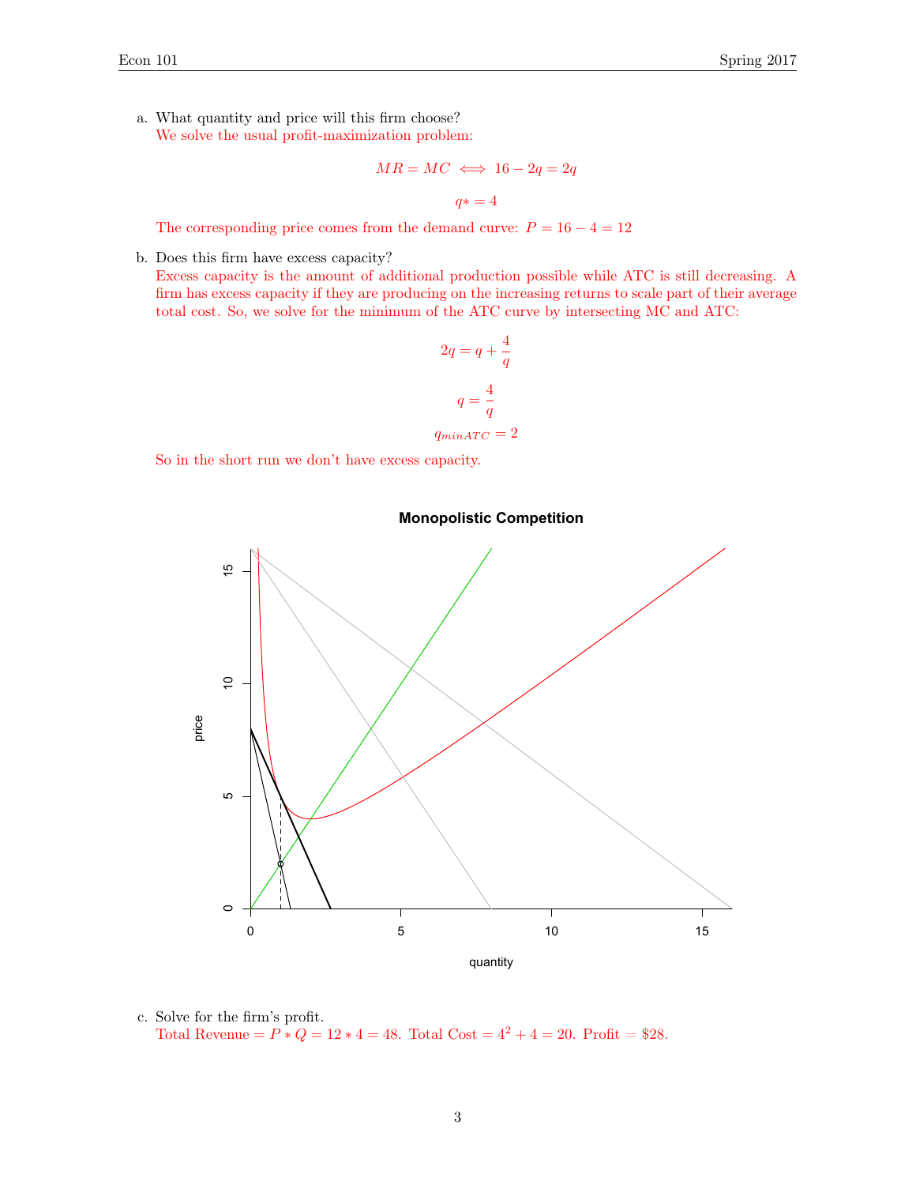a. What quantity and price will this firm choose?

We solve the usual profit-maximization problem:

$$MR = MC \iff 16 - 2q = 2q$$

$$q* = 4$$

The corresponding price comes from the demand curve: $P = 16 - 4 = 12$

b. Does this firm have excess capacity?

Excess capacity is the amount of additional production possible while ATC is still decreasing. A firm has excess capacity if they are producing on the increasing returns to scale part of their average total cost. So, we solve for the minimum of the ATC curve by intersecting MC and ATC:

$$2q = q + \frac{4}{q}$$

$$q = \frac{4}{q}$$

$$q_{minATC} = 2$$

So in the short run we don't have excess capacity.

**Monopolistic Competition**

c. Solve for the firm's profit.

Total Revenue $= P * Q = 12 * 4 = 48$. Total Cost $= 4^2 + 4 = 20$. Profit $= \$28$.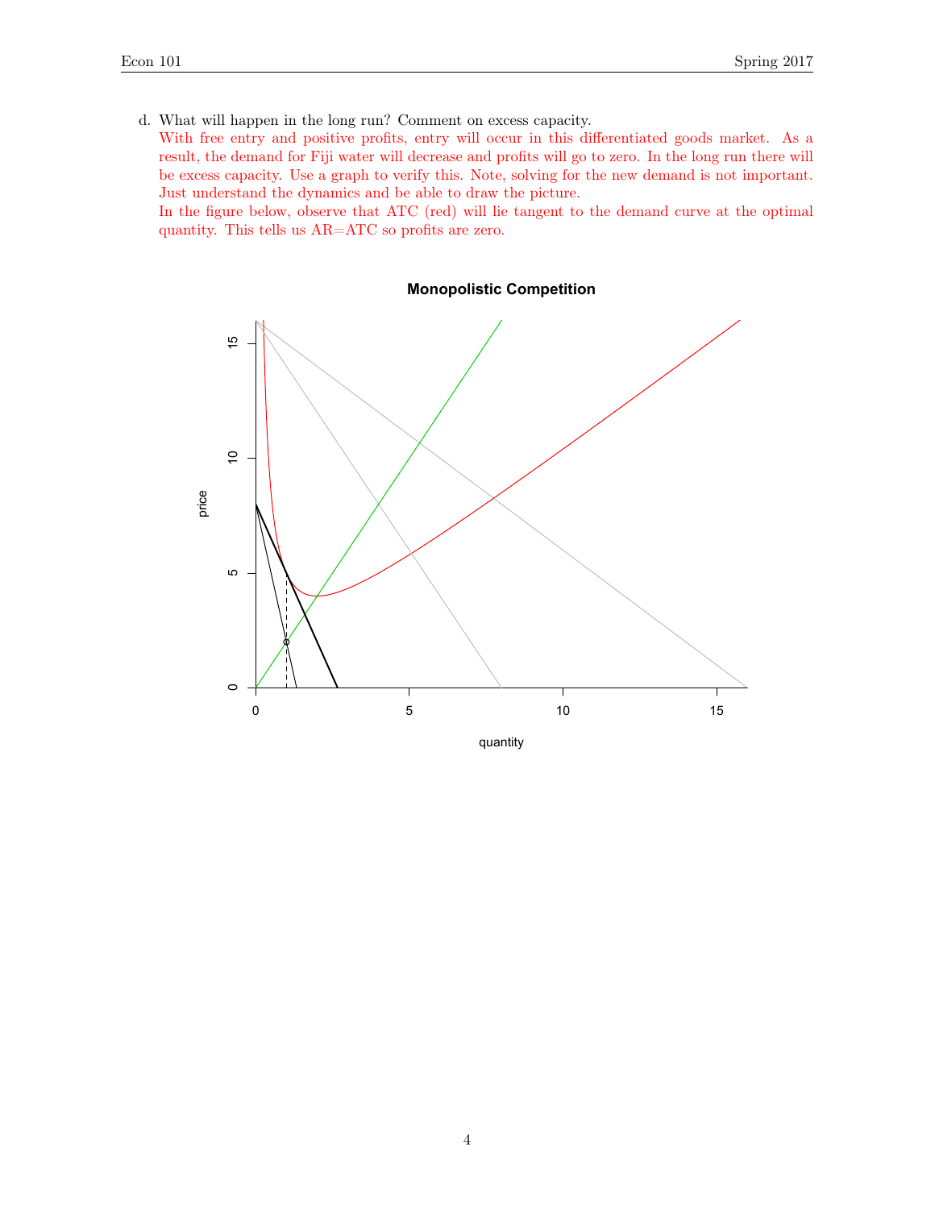d. What will happen in the long run? Comment on excess capacity.

With free entry and positive profits, entry will occur in this differentiated goods market. As a result, the demand for Fiji water will decrease and profits will go to zero. In the long run there will be excess capacity. Use a graph to verify this. Note, solving for the new demand is not important. Just understand the dynamics and be able to draw the picture.

In the figure below, observe that ATC (red) will lie tangent to the demand curve at the optimal quantity. This tells us AR=ATC so profits are zero.

**Monopolistic Competition**

price

0
5
10
15

quantity

0
5
10
15